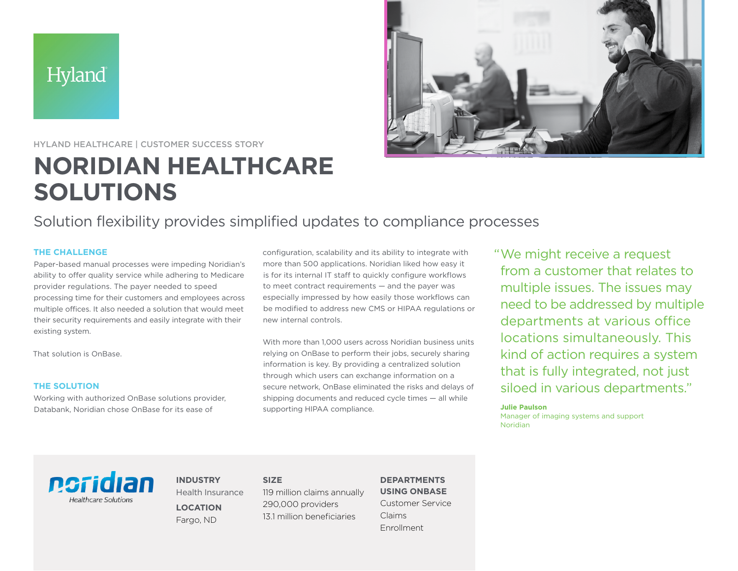Hyland

HYLAND HEALTHCARE | CUSTOMER SUCCESS STORY

# NORIDIAN HEALTHCARE SOLUTIONS

## Solution flexibility provides simplified updates to compliance processes

### THE CHALLENGE

Paper-based manual processes were impeding Noridian's ability to offer quality service while adhering to Medicare provider regulations. The payer needed to speed processing time for their customers and employees across multiple offices. It also needed a solution that would meet their security requirements and easily integrate with their existing system.

That solution is OnBase.

### THE SOLUTION

Working with authorized OnBase solutions provider, Databank, Noridian chose OnBase for its ease of configuration, scalability and its ability to integrate with more than 500 applications. Noridian liked how easy it is for its internal IT staff to quickly configure workflows to meet contract requirements — and the payer was especially impressed by how easily those workflows can be modified to address new CMS or HIPAA regulations or new internal controls.

With more than 1,000 users across Noridian business units relying on OnBase to perform their jobs, securely sharing information is key. By providing a centralized solution through which users can exchange information on a secure network, OnBase eliminated the risks and delays of shipping documents and reduced cycle times — all while supporting HIPAA compliance.

> "We might receive a request from a customer that relates to multiple issues. The issues may need to be addressed by multiple departments at various office locations simultaneously. This kind of action requires a system that is fully integrated, not just siloed in various departments."
>
> **Julie Paulson**
> Manager of imaging systems and support
> Noridian

noridian
Healthcare Solutions

**INDUSTRY**
Health Insurance

**LOCATION**
Fargo, ND

**SIZE**
119 million claims annually
290,000 providers
13.1 million beneficiaries

**DEPARTMENTS USING ONBASE**
Customer Service
Claims
Enrollment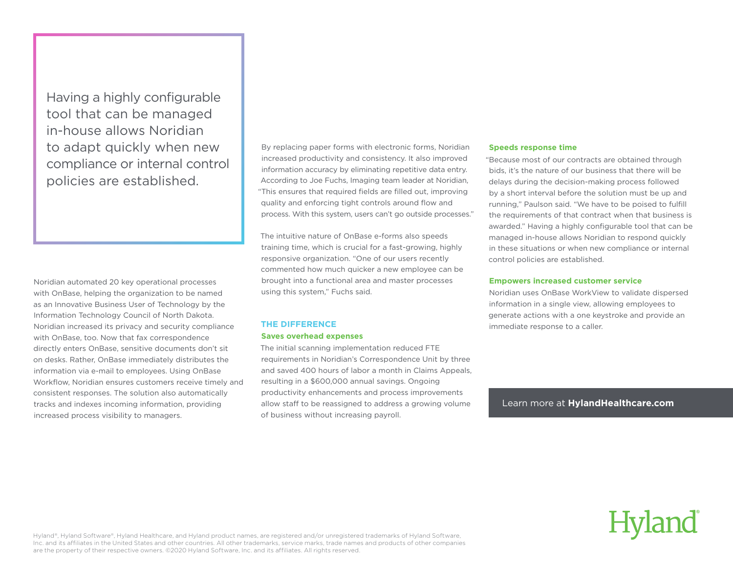Having a highly configurable tool that can be managed in-house allows Noridian to adapt quickly when new compliance or internal control policies are established.

Noridian automated 20 key operational processes with OnBase, helping the organization to be named as an Innovative Business User of Technology by the Information Technology Council of North Dakota. Noridian increased its privacy and security compliance with OnBase, too. Now that fax correspondence directly enters OnBase, sensitive documents don't sit on desks. Rather, OnBase immediately distributes the information via e-mail to employees. Using OnBase Workflow, Noridian ensures customers receive timely and consistent responses. The solution also automatically tracks and indexes incoming information, providing increased process visibility to managers.

By replacing paper forms with electronic forms, Noridian increased productivity and consistency. It also improved information accuracy by eliminating repetitive data entry. According to Joe Fuchs, Imaging team leader at Noridian, "This ensures that required fields are filled out, improving quality and enforcing tight controls around flow and process. With this system, users can't go outside processes."

The intuitive nature of OnBase e-forms also speeds training time, which is crucial for a fast-growing, highly responsive organization. "One of our users recently commented how much quicker a new employee can be brought into a functional area and master processes using this system," Fuchs said.

## THE DIFFERENCE

### Saves overhead expenses

The initial scanning implementation reduced FTE requirements in Noridian's Correspondence Unit by three and saved 400 hours of labor a month in Claims Appeals, resulting in a $600,000 annual savings. Ongoing productivity enhancements and process improvements allow staff to be reassigned to address a growing volume of business without increasing payroll.

### Speeds response time

"Because most of our contracts are obtained through bids, it's the nature of our business that there will be delays during the decision-making process followed by a short interval before the solution must be up and running," Paulson said. "We have to be poised to fulfill the requirements of that contract when that business is awarded." Having a highly configurable tool that can be managed in-house allows Noridian to respond quickly in these situations or when new compliance or internal control policies are established.

### Empowers increased customer service

Noridian uses OnBase WorkView to validate dispersed information in a single view, allowing employees to generate actions with a one keystroke and provide an immediate response to a caller.

Learn more at **HylandHealthcare.com**

Hyland

Hyland®, Hyland Software®, Hyland Healthcare, and Hyland product names, are registered and/or unregistered trademarks of Hyland Software, Inc. and its affiliates in the United States and other countries. All other trademarks, service marks, trade names and products of other companies are the property of their respective owners. ©2020 Hyland Software, Inc. and its affiliates. All rights reserved.